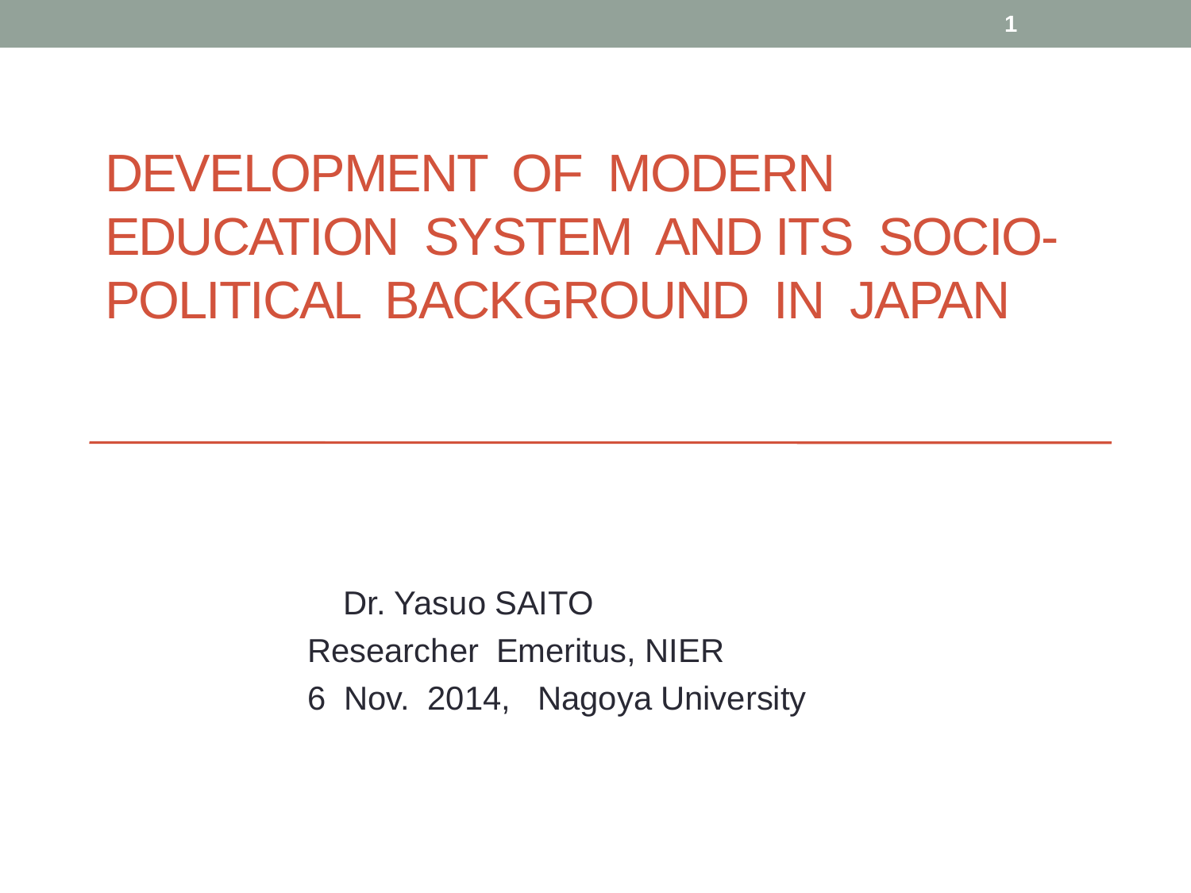# DEVELOPMENT OF MODERN EDUCATION SYSTEM AND ITS SOCIO-POLITICAL BACKGROUND IN JAPAN

Dr. Yasuo SAITO

Researcher Emeritus, NIER

6 Nov. 2014, Nagoya University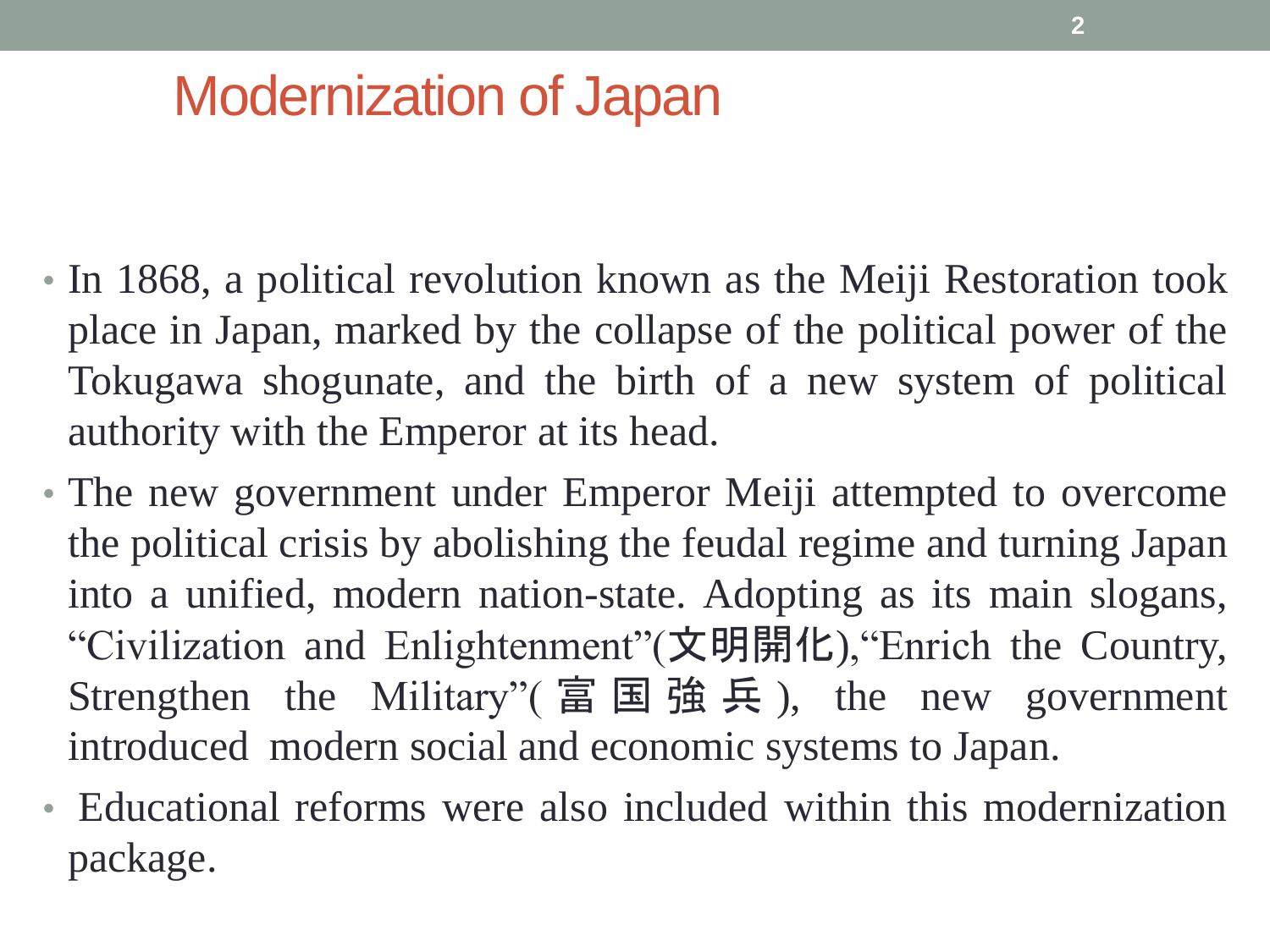# Modernization of Japan

- In 1868, a political revolution known as the Meiji Restoration took place in Japan, marked by the collapse of the political power of the Tokugawa shogunate, and the birth of a new system of political authority with the Emperor at its head.
- The new government under Emperor Meiji attempted to overcome the political crisis by abolishing the feudal regime and turning Japan into a unified, modern nation-state. Adopting as its main slogans, "Civilization and Enlightenment"(文明開化),"Enrich the Country, Strengthen the Military"(富国強兵), the new government introduced modern social and economic systems to Japan.
- Educational reforms were also included within this modernization package.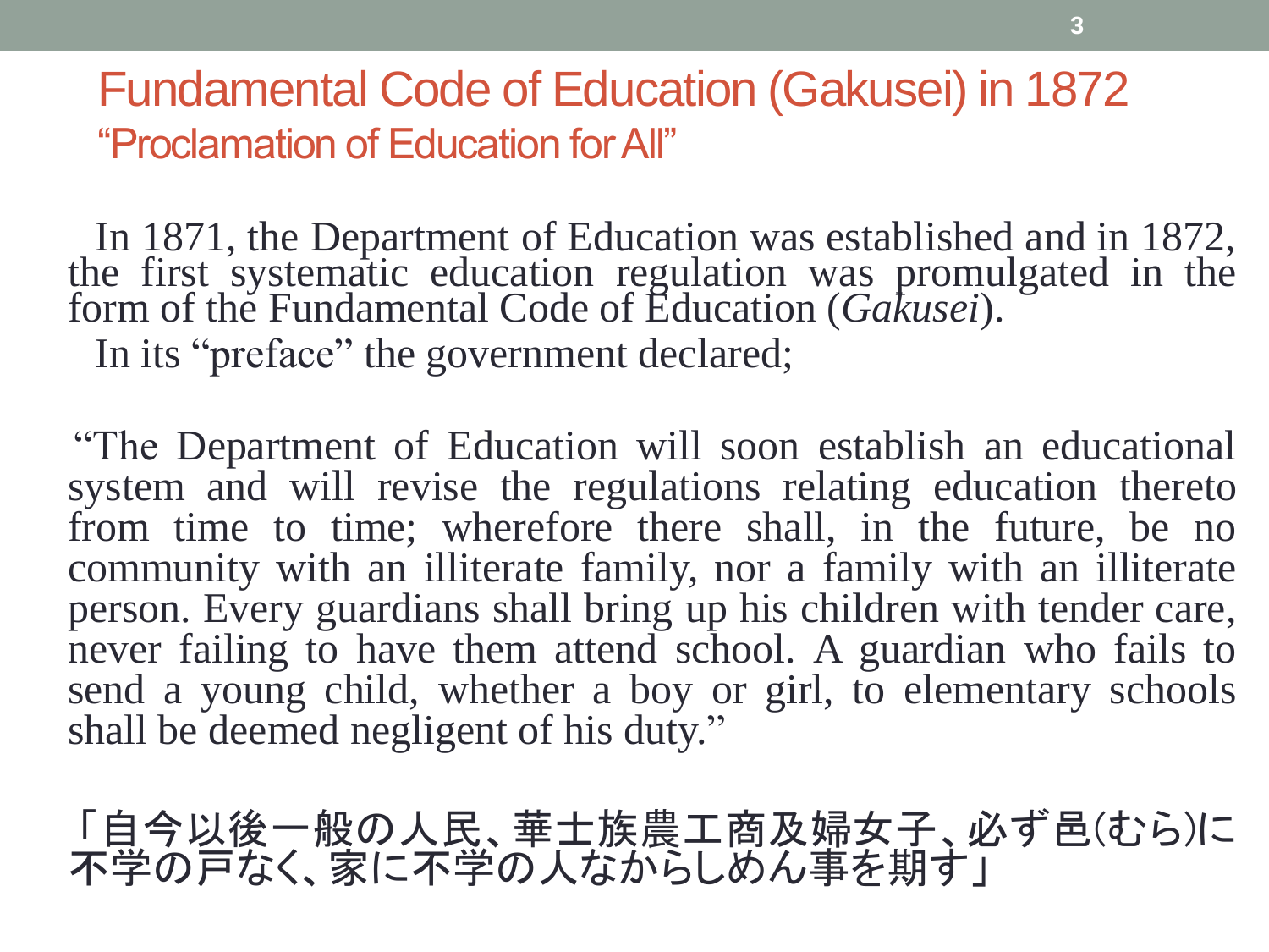# Fundamental Code of Education (Gakusei) in 1872

## "Proclamation of Education for All"

In 1871, the Department of Education was established and in 1872, the first systematic education regulation was promulgated in the form of the Fundamental Code of Education (*Gakusei*).

In its "preface" the government declared;

"The Department of Education will soon establish an educational system and will revise the regulations relating education thereto from time to time; wherefore there shall, in the future, be no community with an illiterate family, nor a family with an illiterate person. Every guardians shall bring up his children with tender care, never failing to have them attend school. A guardian who fails to send a young child, whether a boy or girl, to elementary schools shall be deemed negligent of his duty."

「自今以後一般の人民、華士族農工商及婦女子、必ず邑(むら)に不学の戸なく、家に不学の人なからしめん事を期す」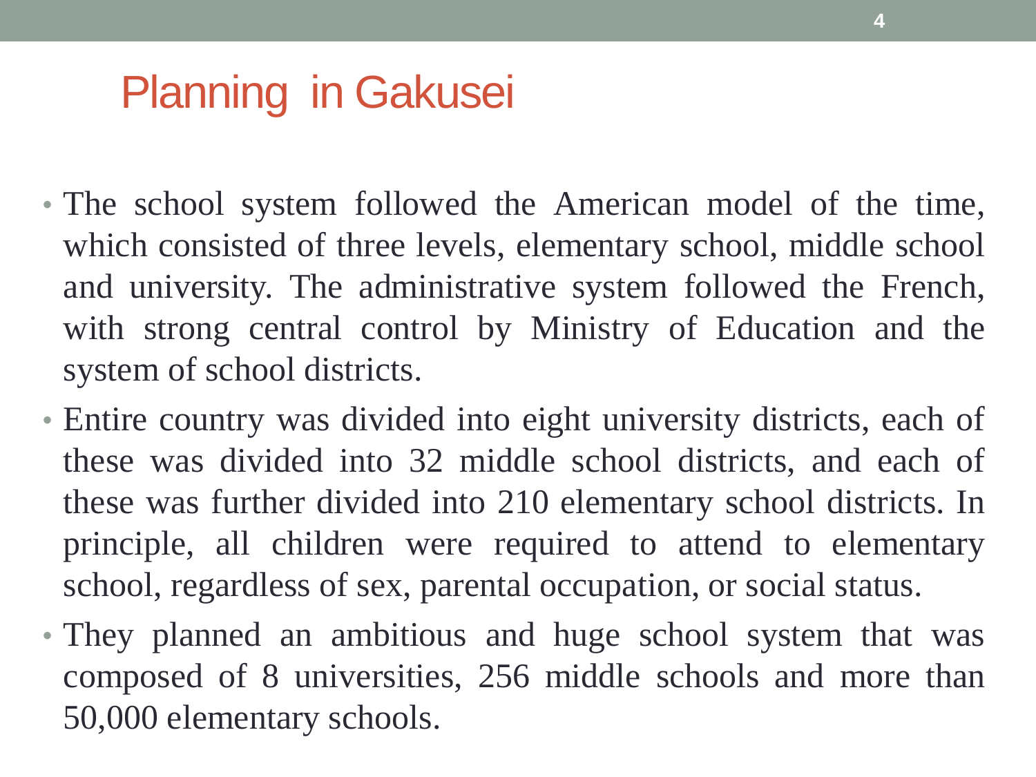# Planning in Gakusei

- The school system followed the American model of the time, which consisted of three levels, elementary school, middle school and university. The administrative system followed the French, with strong central control by Ministry of Education and the system of school districts.
- Entire country was divided into eight university districts, each of these was divided into 32 middle school districts, and each of these was further divided into 210 elementary school districts. In principle, all children were required to attend to elementary school, regardless of sex, parental occupation, or social status.
- They planned an ambitious and huge school system that was composed of 8 universities, 256 middle schools and more than 50,000 elementary schools.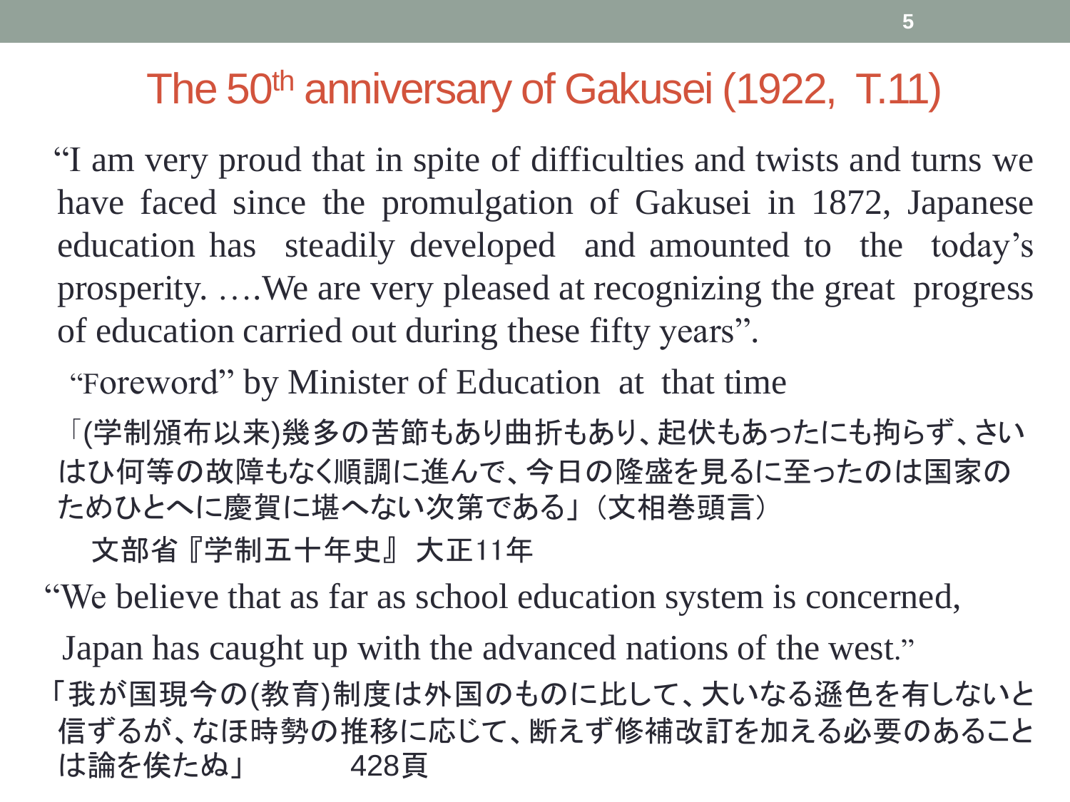# The 50th anniversary of Gakusei (1922, T.11)

"I am very proud that in spite of difficulties and twists and turns we have faced since the promulgation of Gakusei in 1872, Japanese education has steadily developed and amounted to the today's prosperity. ….We are very pleased at recognizing the great progress of education carried out during these fifty years".

"Foreword" by Minister of Education at that time

「(学制頒布以来)幾多の苦節もあり曲折もあり、起伏もあったにも拘らず、さいはひ何等の故障もなく順調に進んで、今日の隆盛を見るに至ったのは国家のためひとへに慶賀に堪へない次第である」（文相巻頭言）

文部省『学制五十年史』大正11年

"We believe that as far as school education system is concerned, Japan has caught up with the advanced nations of the west."

「我が国現今の(教育)制度は外国のものに比して、大いなる遜色を有しないと信ずるが、なほ時勢の推移に応じて、断えず修補改訂を加える必要のあることは論を俟たぬ」　428頁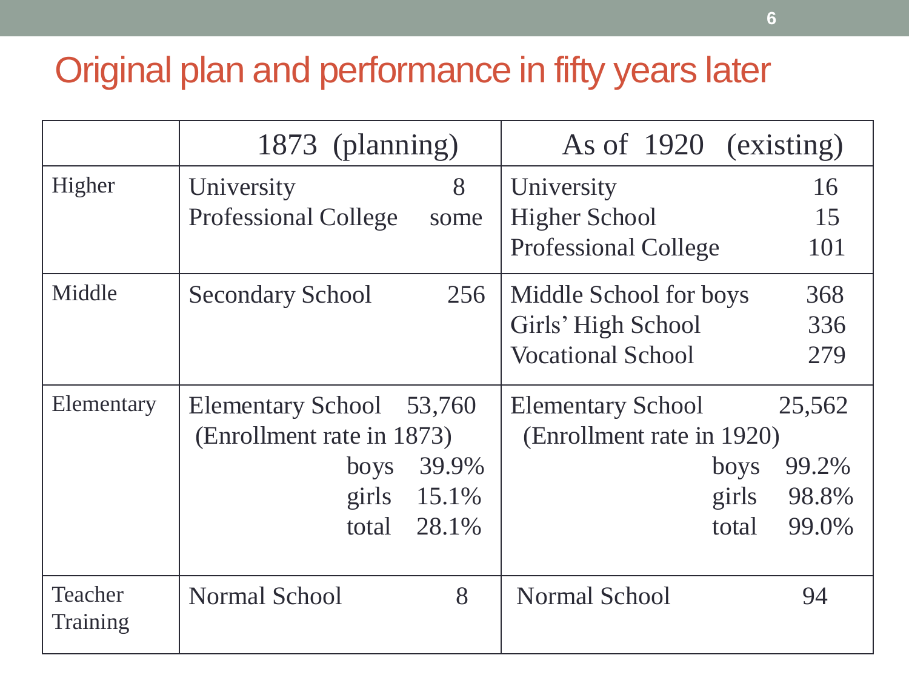# Original plan and performance in fifty years later

| | 1873 (planning) | | As of 1920 (existing) | |
|---|---|---|---|---|
| Higher | University | 8 | University | 16 |
| | Professional College | some | Higher School | 15 |
| | | | Professional College | 101 |
| Middle | Secondary School | 256 | Middle School for boys | 368 |
| | | | Girls' High School | 336 |
| | | | Vocational School | 279 |
| Elementary | Elementary School | 53,760 | Elementary School | 25,562 |
| | (Enrollment rate in 1873) | | (Enrollment rate in 1920) | |
| | boys | 39.9% | boys | 99.2% |
| | girls | 15.1% | girls | 98.8% |
| | total | 28.1% | total | 99.0% |
| Teacher Training | Normal School | 8 | Normal School | 94 |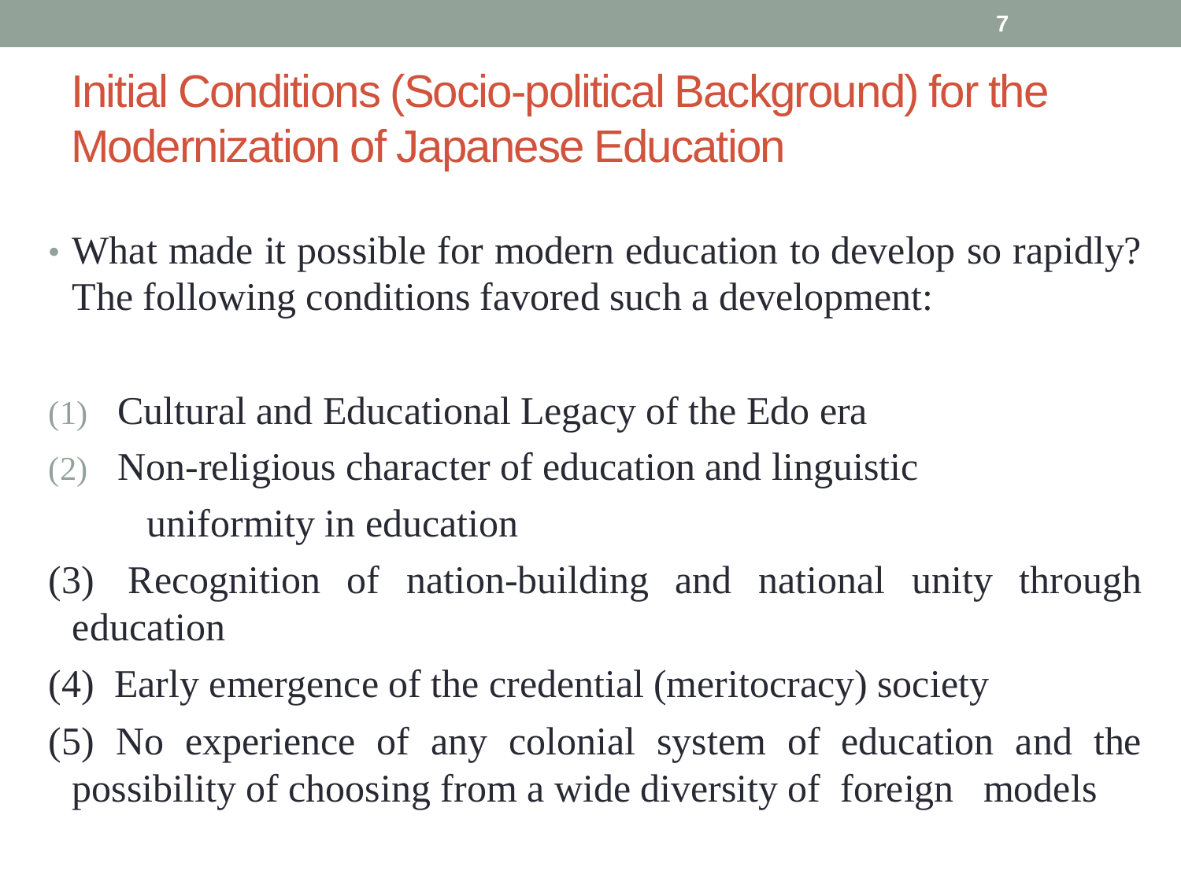# Initial Conditions (Socio-political Background) for the Modernization of Japanese Education

- What made it possible for modern education to develop so rapidly? The following conditions favored such a development:

(1) Cultural and Educational Legacy of the Edo era

(2) Non-religious character of education and linguistic uniformity in education

(3) Recognition of nation-building and national unity through education

(4) Early emergence of the credential (meritocracy) society

(5) No experience of any colonial system of education and the possibility of choosing from a wide diversity of foreign models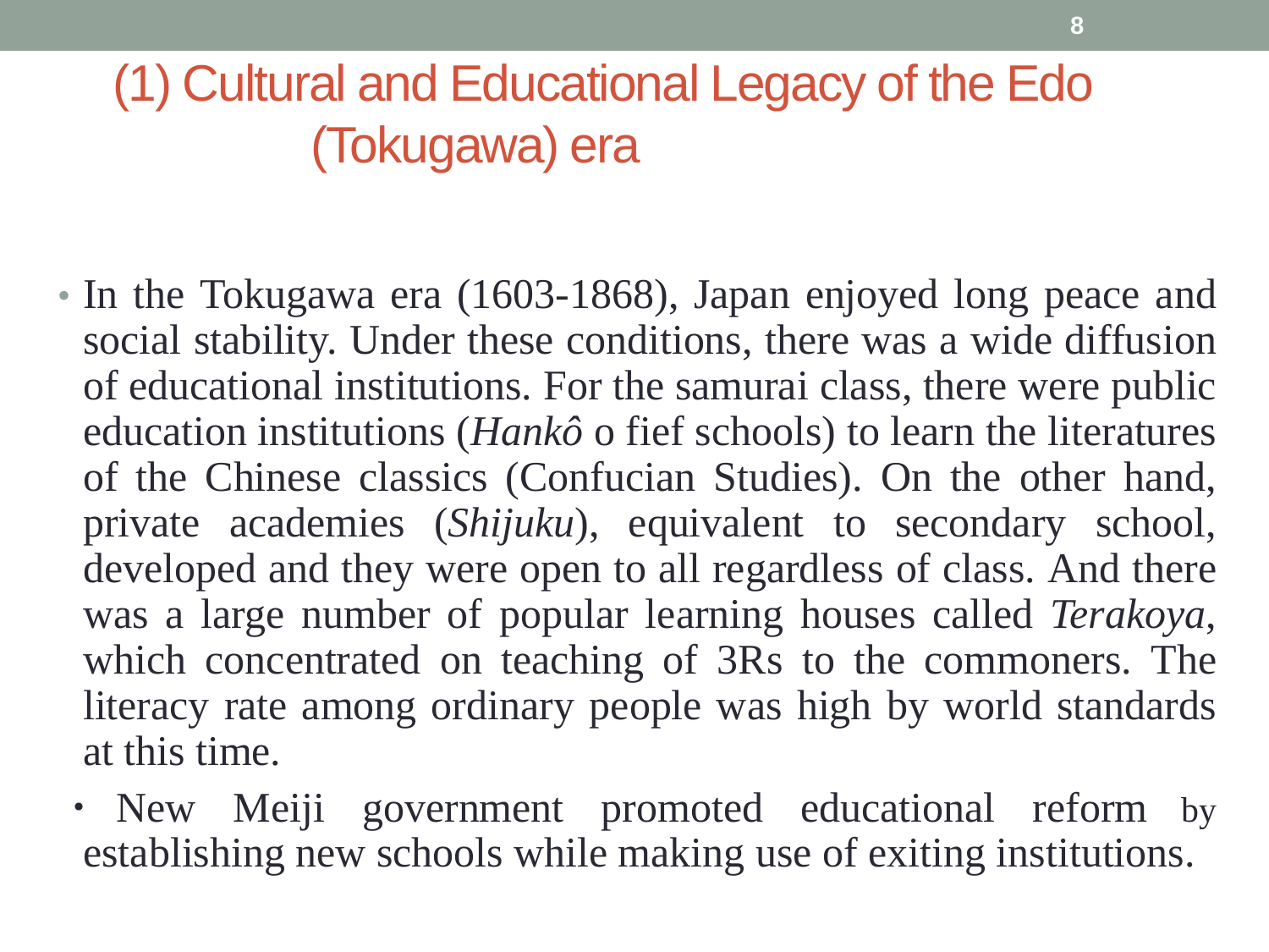# (1) Cultural and Educational Legacy of the Edo (Tokugawa) era

- In the Tokugawa era (1603-1868), Japan enjoyed long peace and social stability. Under these conditions, there was a wide diffusion of educational institutions. For the samurai class, there were public education institutions (*Hankô* o fief schools) to learn the literatures of the Chinese classics (Confucian Studies). On the other hand, private academies (*Shijuku*), equivalent to secondary school, developed and they were open to all regardless of class. And there was a large number of popular learning houses called *Terakoya*, which concentrated on teaching of 3Rs to the commoners. The literacy rate among ordinary people was high by world standards at this time.

- New Meiji government promoted educational reform by establishing new schools while making use of exiting institutions.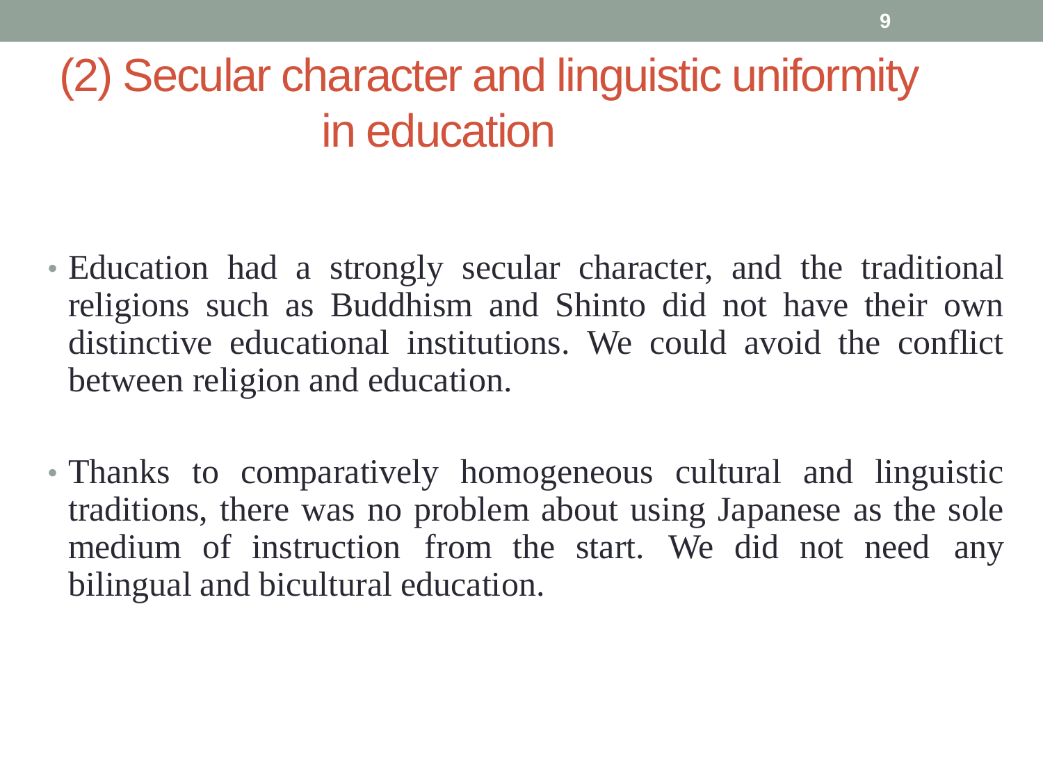# (2) Secular character and linguistic uniformity in education

- Education had a strongly secular character, and the traditional religions such as Buddhism and Shinto did not have their own distinctive educational institutions. We could avoid the conflict between religion and education.

- Thanks to comparatively homogeneous cultural and linguistic traditions, there was no problem about using Japanese as the sole medium of instruction from the start. We did not need any bilingual and bicultural education.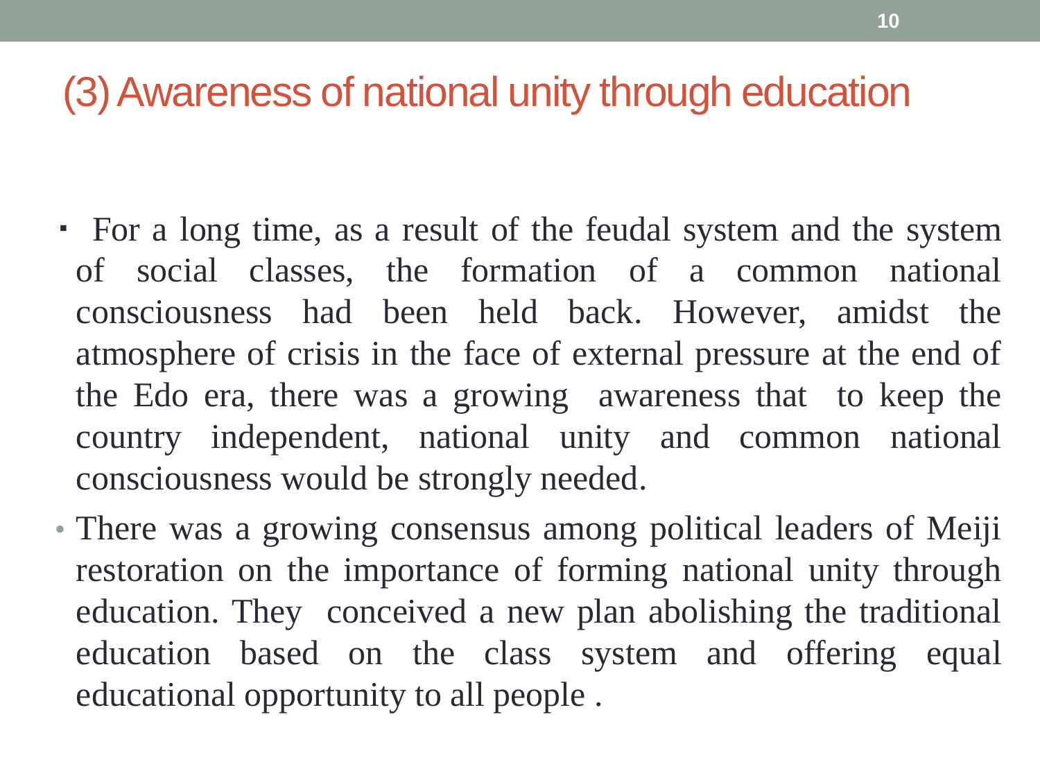## (3) Awareness of national unity through education

- For a long time, as a result of the feudal system and the system of social classes, the formation of a common national consciousness had been held back. However, amidst the atmosphere of crisis in the face of external pressure at the end of the Edo era, there was a growing awareness that to keep the country independent, national unity and common national consciousness would be strongly needed.
- There was a growing consensus among political leaders of Meiji restoration on the importance of forming national unity through education. They conceived a new plan abolishing the traditional education based on the class system and offering equal educational opportunity to all people .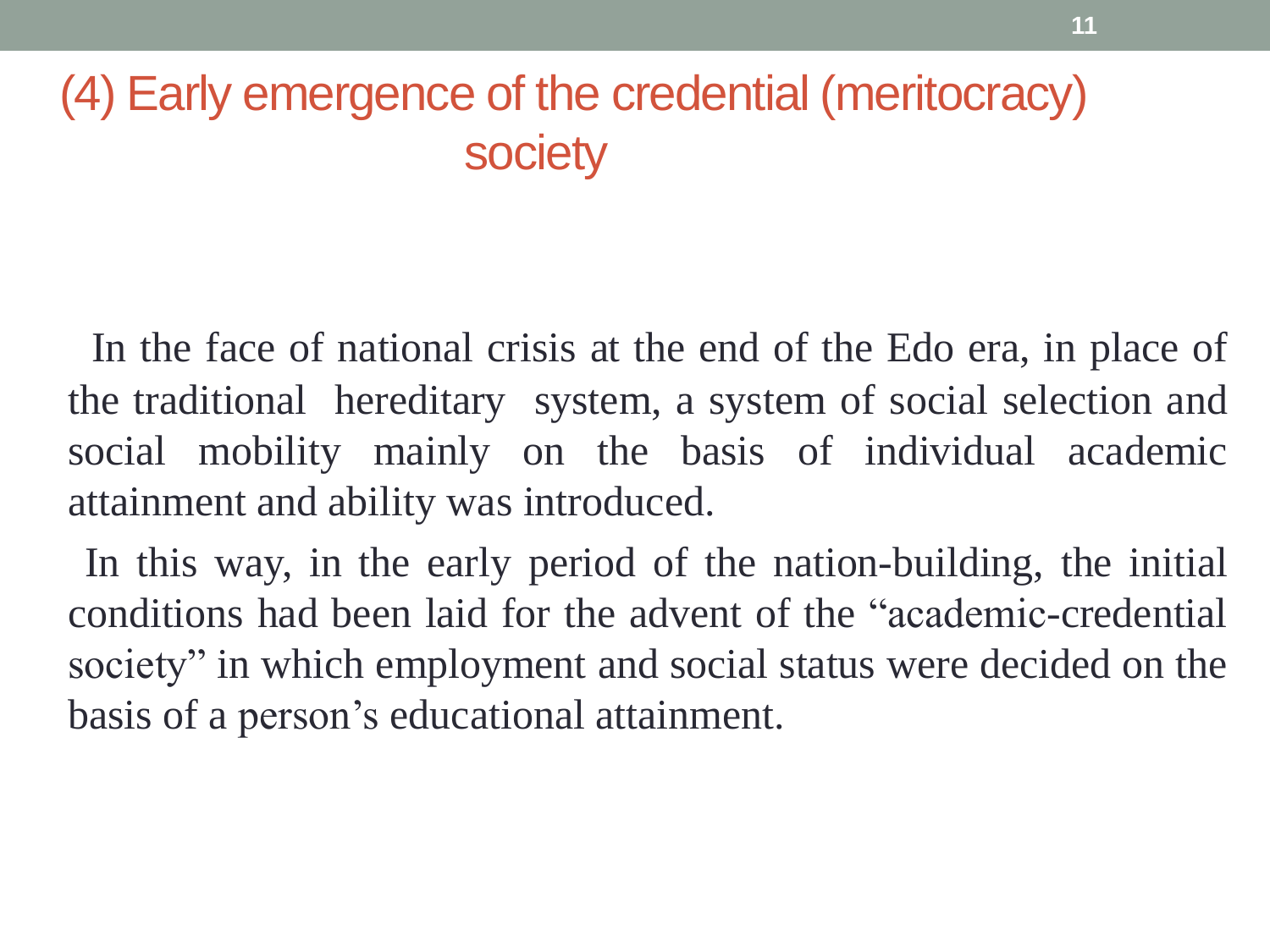# (4) Early emergence of the credential (meritocracy) society

In the face of national crisis at the end of the Edo era, in place of the traditional hereditary system, a system of social selection and social mobility mainly on the basis of individual academic attainment and ability was introduced.

In this way, in the early period of the nation-building, the initial conditions had been laid for the advent of the "academic-credential society" in which employment and social status were decided on the basis of a person's educational attainment.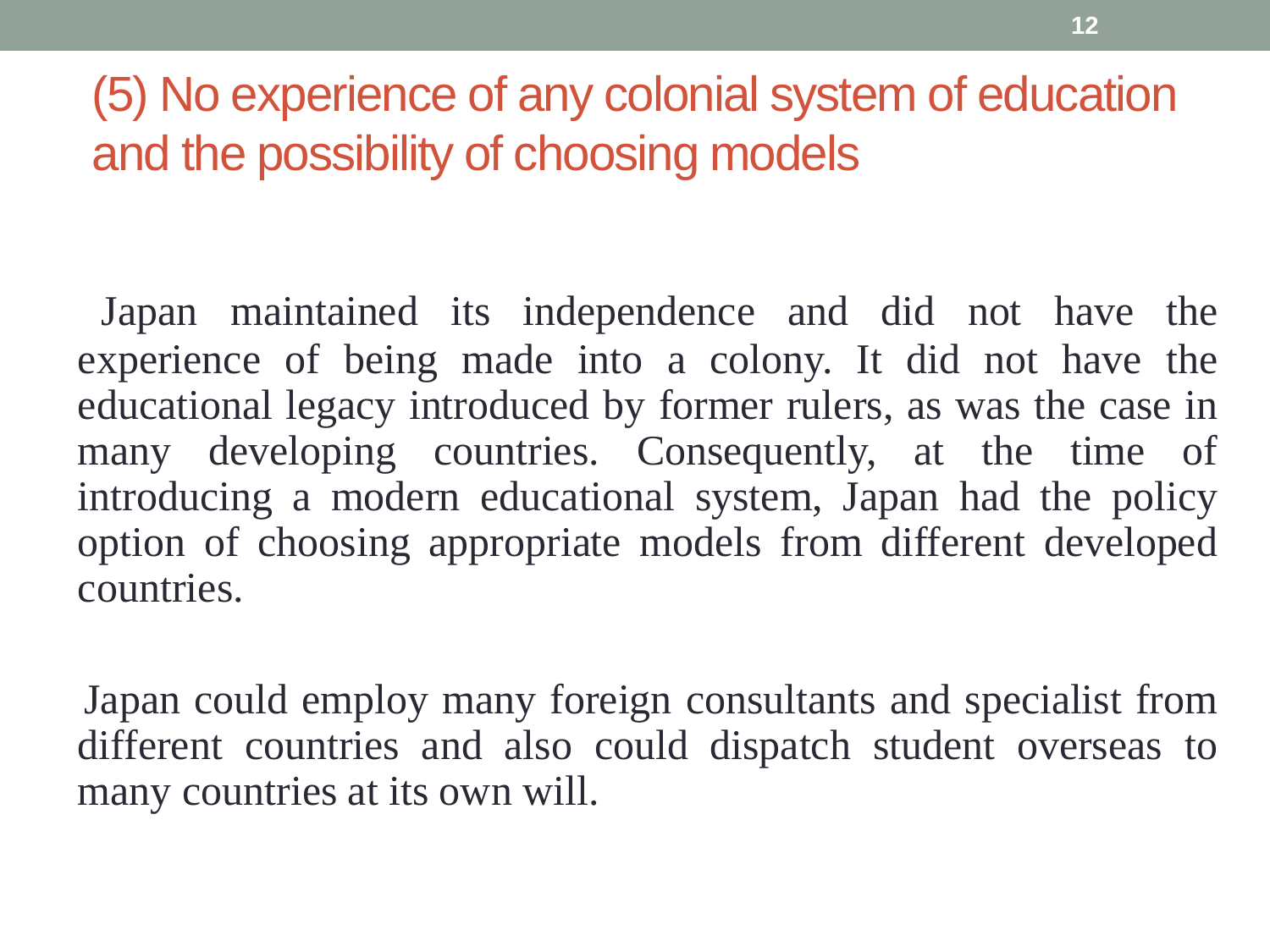# (5) No experience of any colonial system of education and the possibility of choosing models

Japan maintained its independence and did not have the experience of being made into a colony. It did not have the educational legacy introduced by former rulers, as was the case in many developing countries. Consequently, at the time of introducing a modern educational system, Japan had the policy option of choosing appropriate models from different developed countries.

Japan could employ many foreign consultants and specialist from different countries and also could dispatch student overseas to many countries at its own will.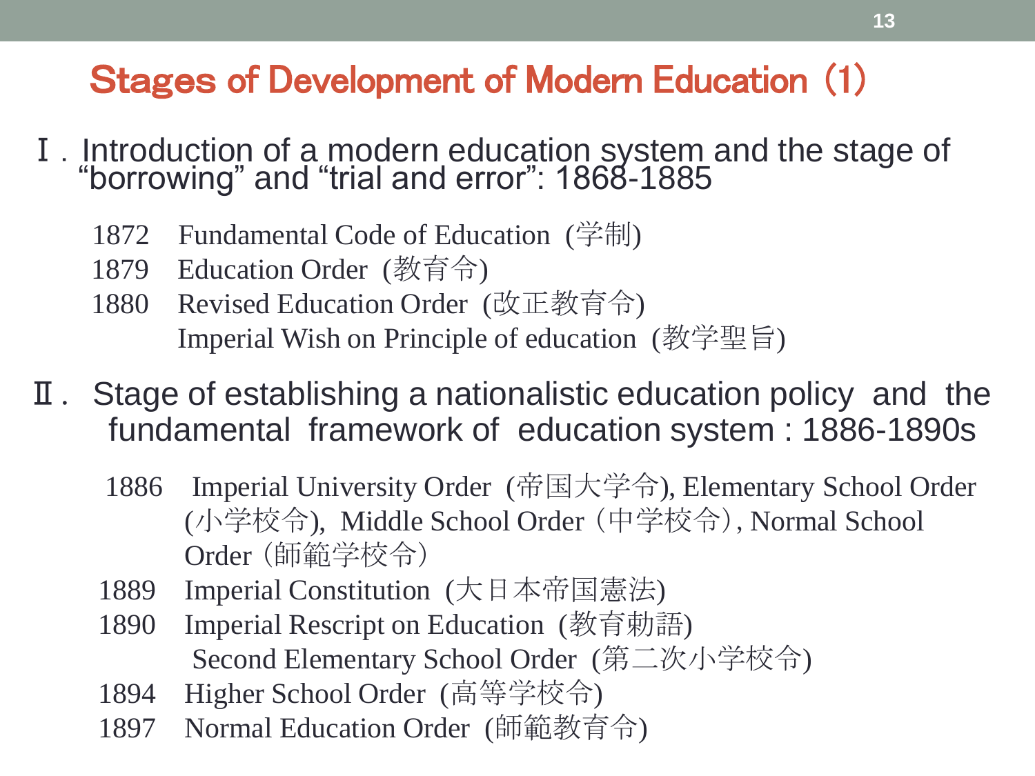# Stages of Development of Modern Education（1）

Ⅰ. Introduction of a modern education system and the stage of "borrowing" and "trial and error": 1868-1885

- 1872 Fundamental Code of Education (学制)
- 1879 Education Order (教育令)
- 1880 Revised Education Order (改正教育令)
  Imperial Wish on Principle of education (教学聖旨)

Ⅱ. Stage of establishing a nationalistic education policy and the fundamental framework of education system : 1886-1890s

- 1886 Imperial University Order (帝国大学令), Elementary School Order (小学校令), Middle School Order（中学校令）, Normal School Order（師範学校令）
- 1889 Imperial Constitution (大日本帝国憲法)
- 1890 Imperial Rescript on Education (教育勅語)
  Second Elementary School Order (第二次小学校令)
- 1894 Higher School Order (高等学校令)
- 1897 Normal Education Order (師範教育令)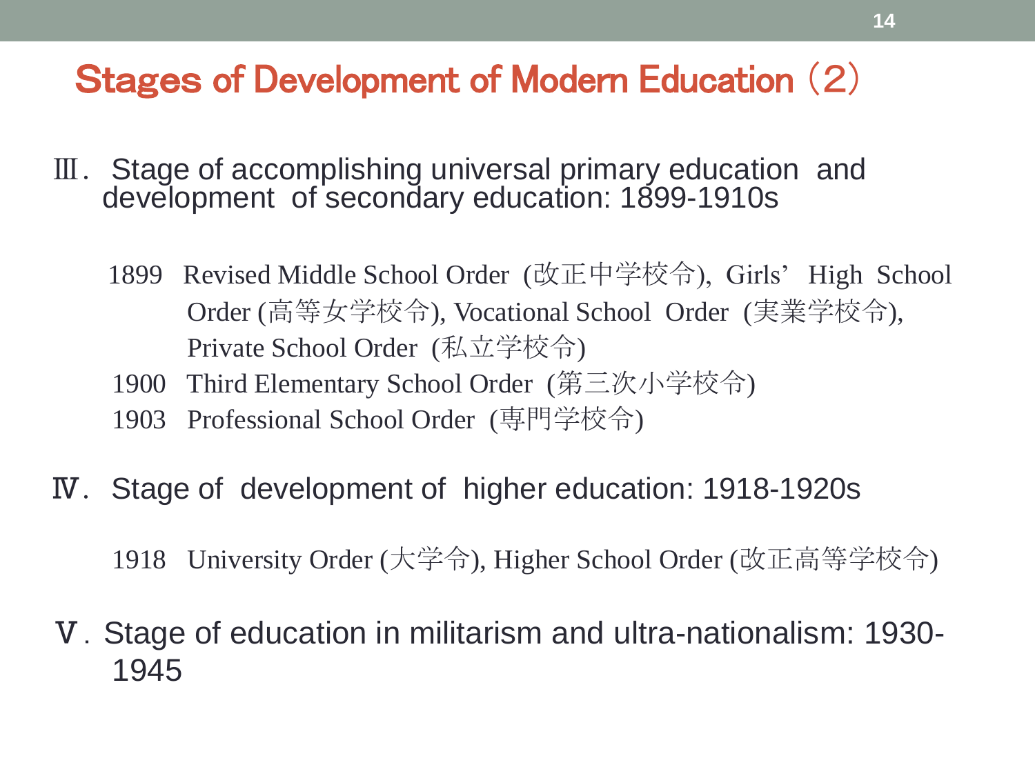# Stages of Development of Modern Education（2）

Ⅲ. Stage of accomplishing universal primary education and development of secondary education: 1899-1910s

- 1899 Revised Middle School Order (改正中学校令), Girls' High School Order (高等女学校令), Vocational School Order (実業学校令), Private School Order (私立学校令)
- 1900 Third Elementary School Order (第三次小学校令)
- 1903 Professional School Order (専門学校令)

Ⅳ. Stage of development of higher education: 1918-1920s

- 1918 University Order (大学令), Higher School Order (改正高等学校令)

Ⅴ. Stage of education in militarism and ultra-nationalism: 1930-1945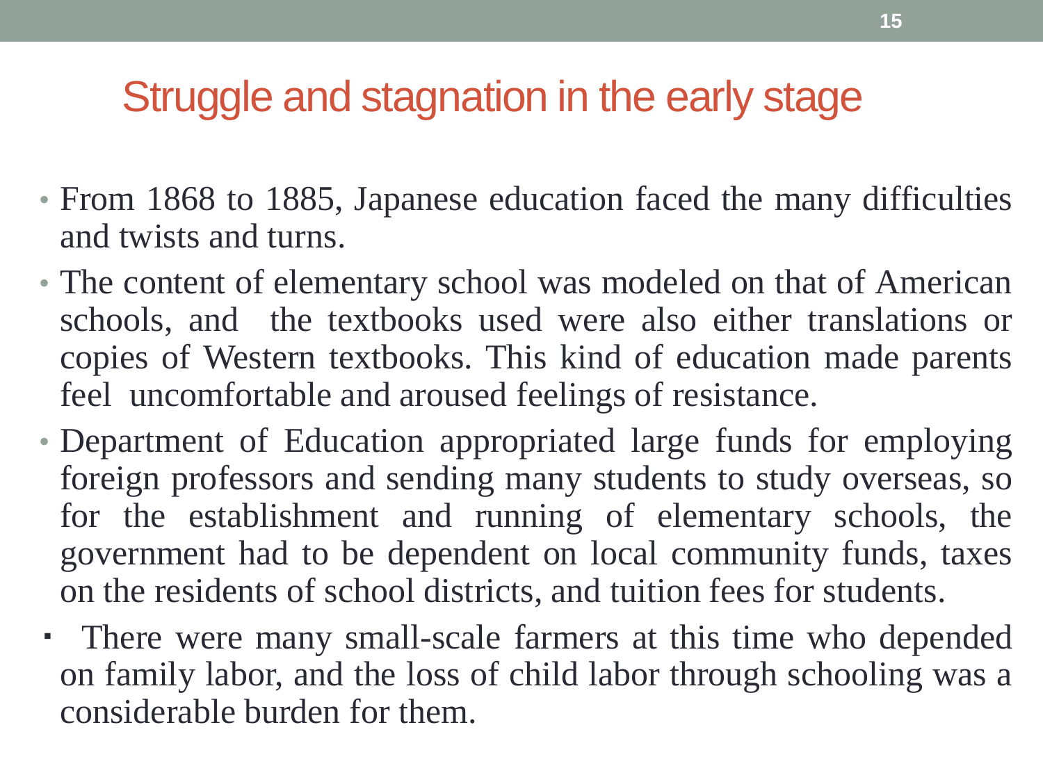## Struggle and stagnation in the early stage

- From 1868 to 1885, Japanese education faced the many difficulties and twists and turns.
- The content of elementary school was modeled on that of American schools, and the textbooks used were also either translations or copies of Western textbooks. This kind of education made parents feel uncomfortable and aroused feelings of resistance.
- Department of Education appropriated large funds for employing foreign professors and sending many students to study overseas, so for the establishment and running of elementary schools, the government had to be dependent on local community funds, taxes on the residents of school districts, and tuition fees for students.
- There were many small-scale farmers at this time who depended on family labor, and the loss of child labor through schooling was a considerable burden for them.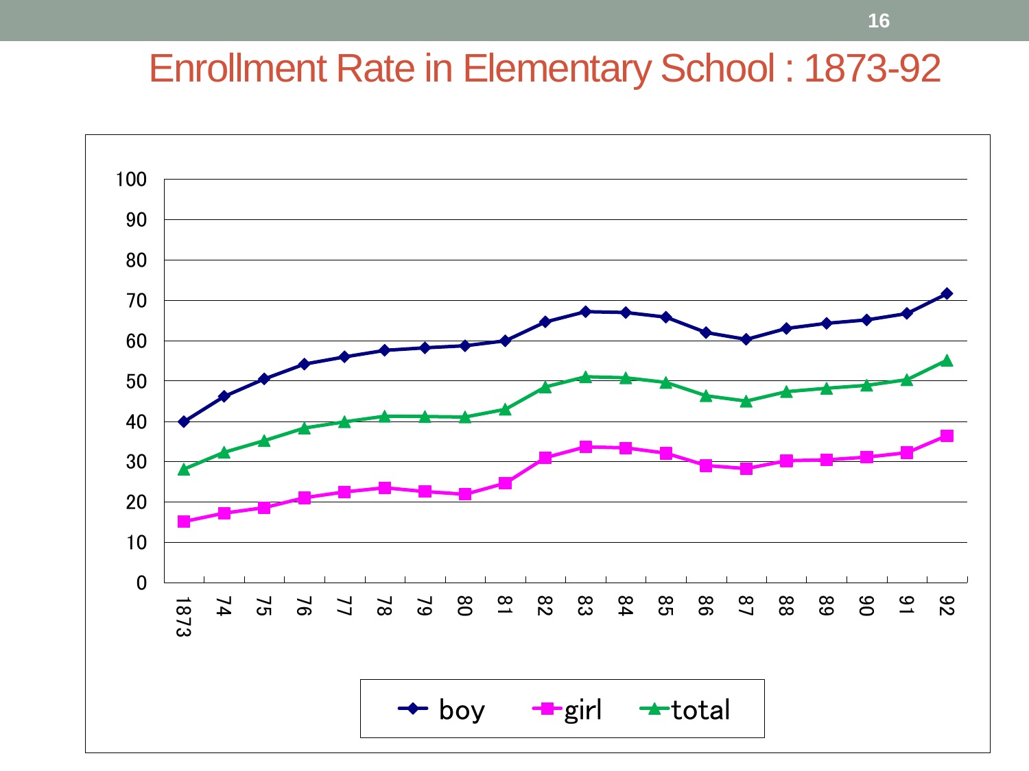# Enrollment Rate in Elementary School : 1873-92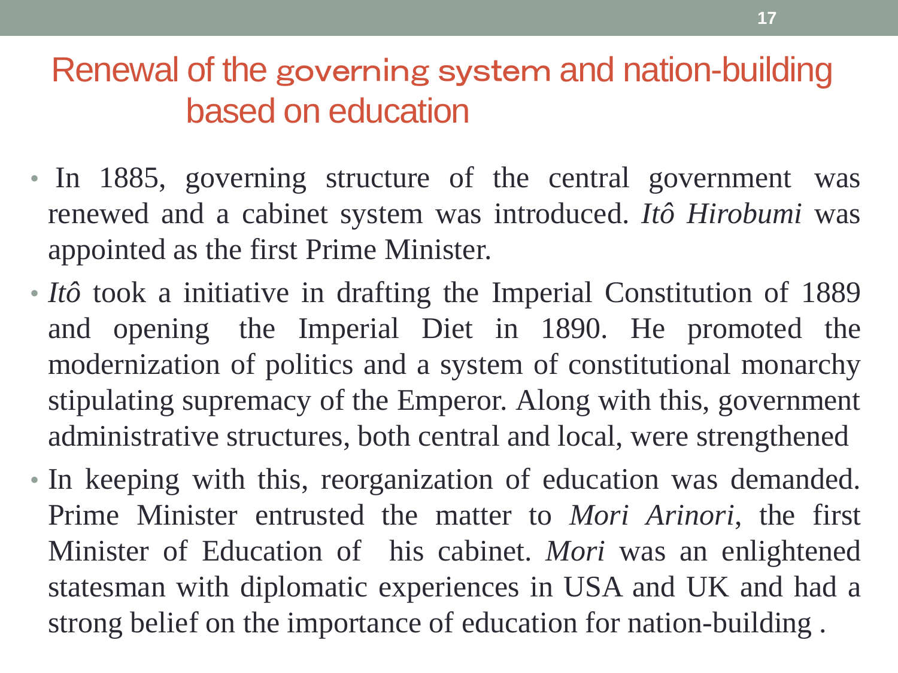# Renewal of the governing system and nation-building based on education

- In 1885, governing structure of the central government was renewed and a cabinet system was introduced. *Itô Hirobumi* was appointed as the first Prime Minister.
- *Itô* took a initiative in drafting the Imperial Constitution of 1889 and opening the Imperial Diet in 1890. He promoted the modernization of politics and a system of constitutional monarchy stipulating supremacy of the Emperor. Along with this, government administrative structures, both central and local, were strengthened
- In keeping with this, reorganization of education was demanded. Prime Minister entrusted the matter to *Mori Arinori*, the first Minister of Education of his cabinet. *Mori* was an enlightened statesman with diplomatic experiences in USA and UK and had a strong belief on the importance of education for nation-building .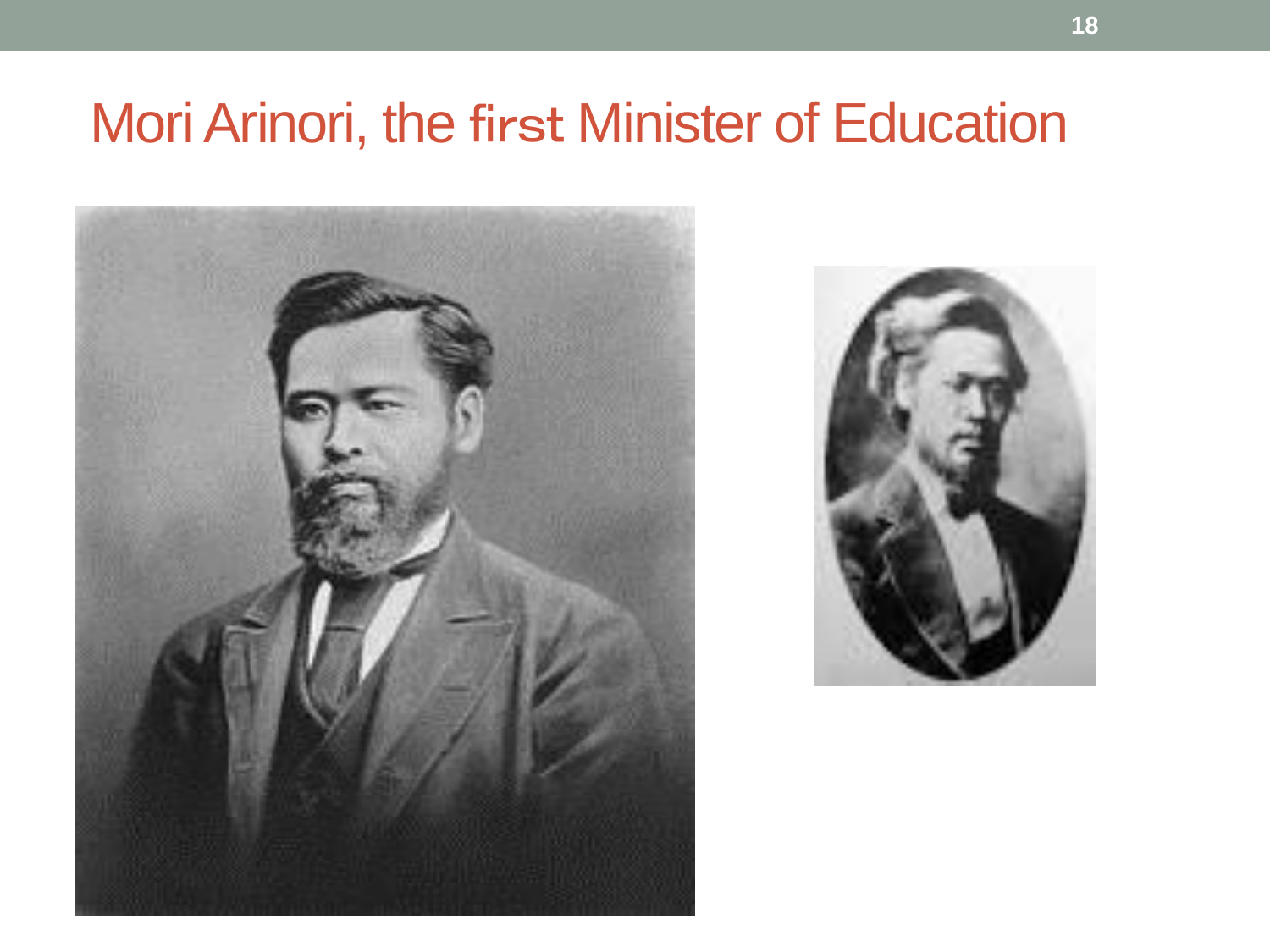# Mori Arinori, the first Minister of Education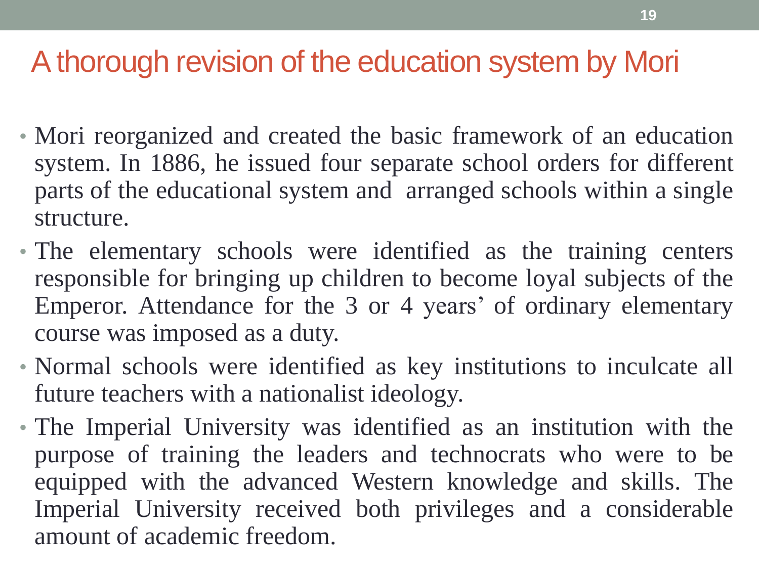# A thorough revision of the education system by Mori

- Mori reorganized and created the basic framework of an education system. In 1886, he issued four separate school orders for different parts of the educational system and arranged schools within a single structure.
- The elementary schools were identified as the training centers responsible for bringing up children to become loyal subjects of the Emperor. Attendance for the 3 or 4 years' of ordinary elementary course was imposed as a duty.
- Normal schools were identified as key institutions to inculcate all future teachers with a nationalist ideology.
- The Imperial University was identified as an institution with the purpose of training the leaders and technocrats who were to be equipped with the advanced Western knowledge and skills. The Imperial University received both privileges and a considerable amount of academic freedom.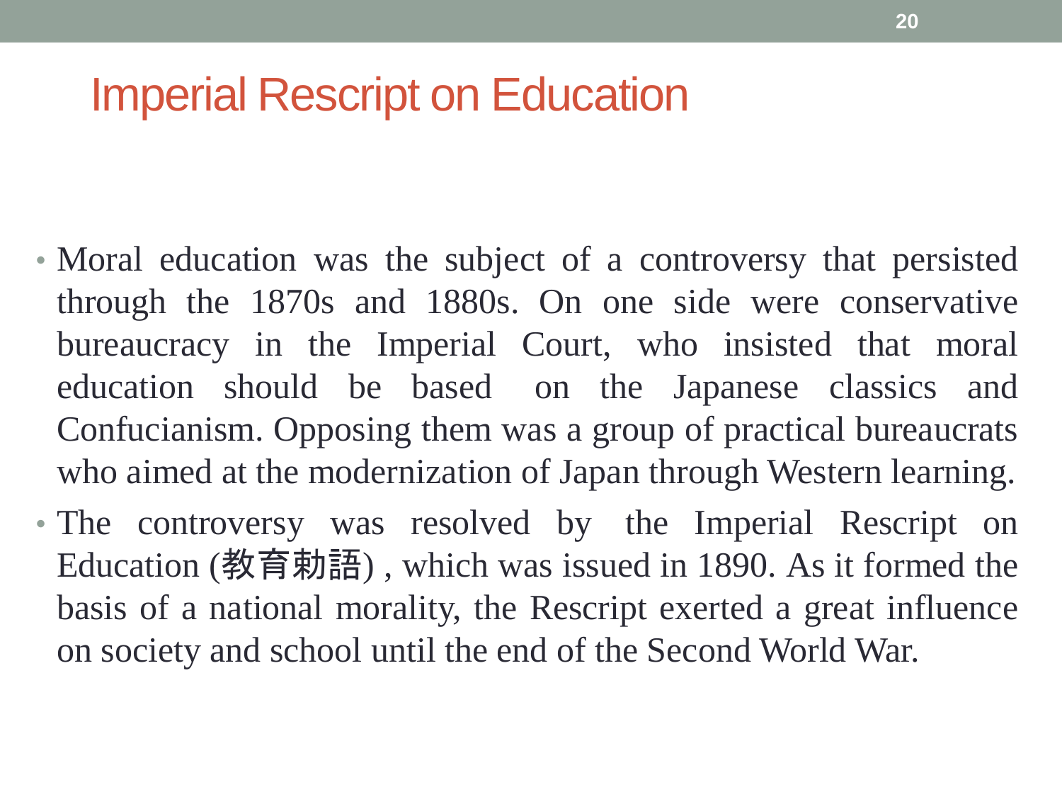# Imperial Rescript on Education

- Moral education was the subject of a controversy that persisted through the 1870s and 1880s. On one side were conservative bureaucracy in the Imperial Court, who insisted that moral education should be based on the Japanese classics and Confucianism. Opposing them was a group of practical bureaucrats who aimed at the modernization of Japan through Western learning.
- The controversy was resolved by the Imperial Rescript on Education (教育勅語) , which was issued in 1890. As it formed the basis of a national morality, the Rescript exerted a great influence on society and school until the end of the Second World War.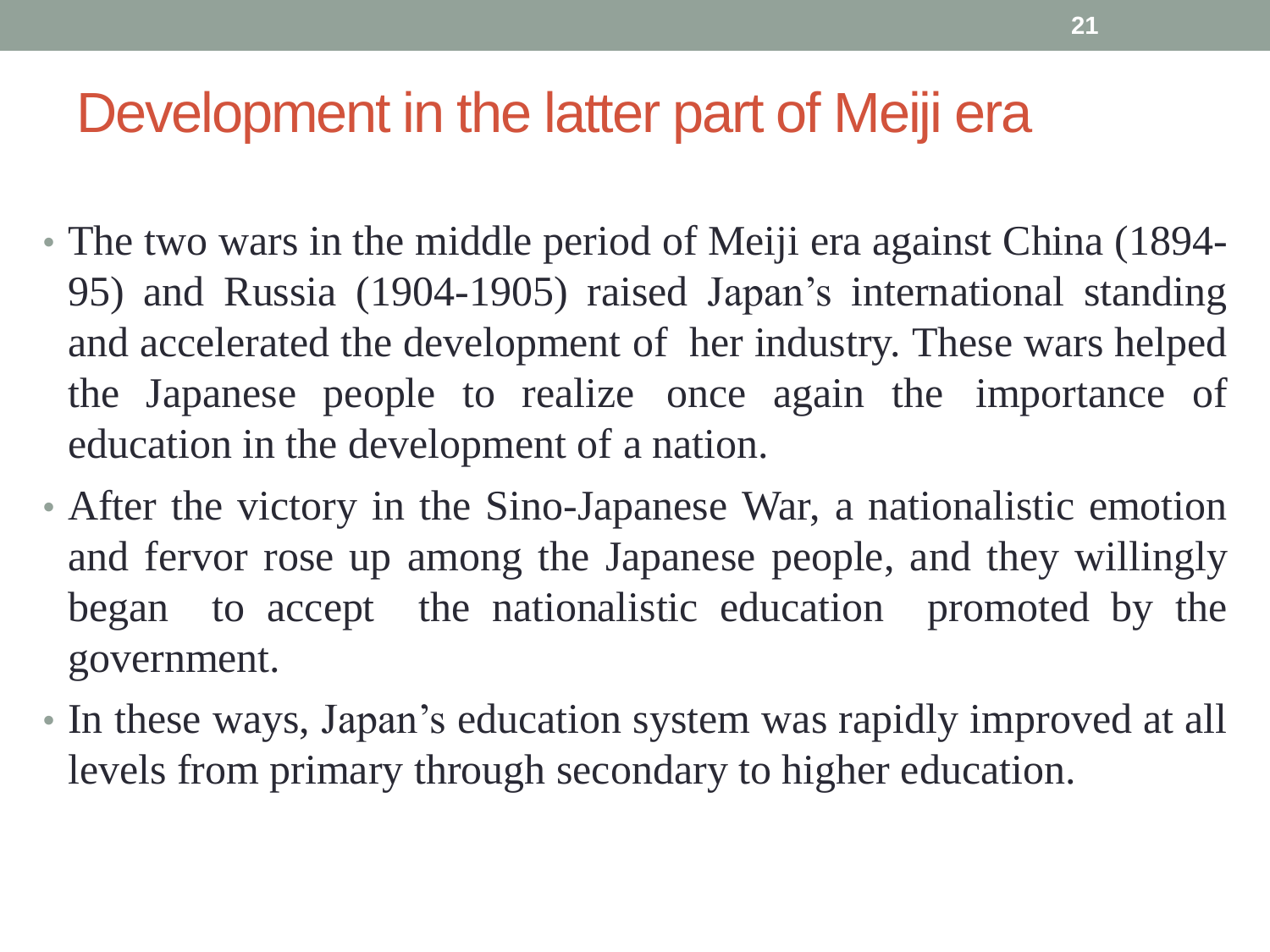# Development in the latter part of Meiji era

- The two wars in the middle period of Meiji era against China (1894-95) and Russia (1904-1905) raised Japan's international standing and accelerated the development of her industry. These wars helped the Japanese people to realize once again the importance of education in the development of a nation.
- After the victory in the Sino-Japanese War, a nationalistic emotion and fervor rose up among the Japanese people, and they willingly began to accept the nationalistic education promoted by the government.
- In these ways, Japan's education system was rapidly improved at all levels from primary through secondary to higher education.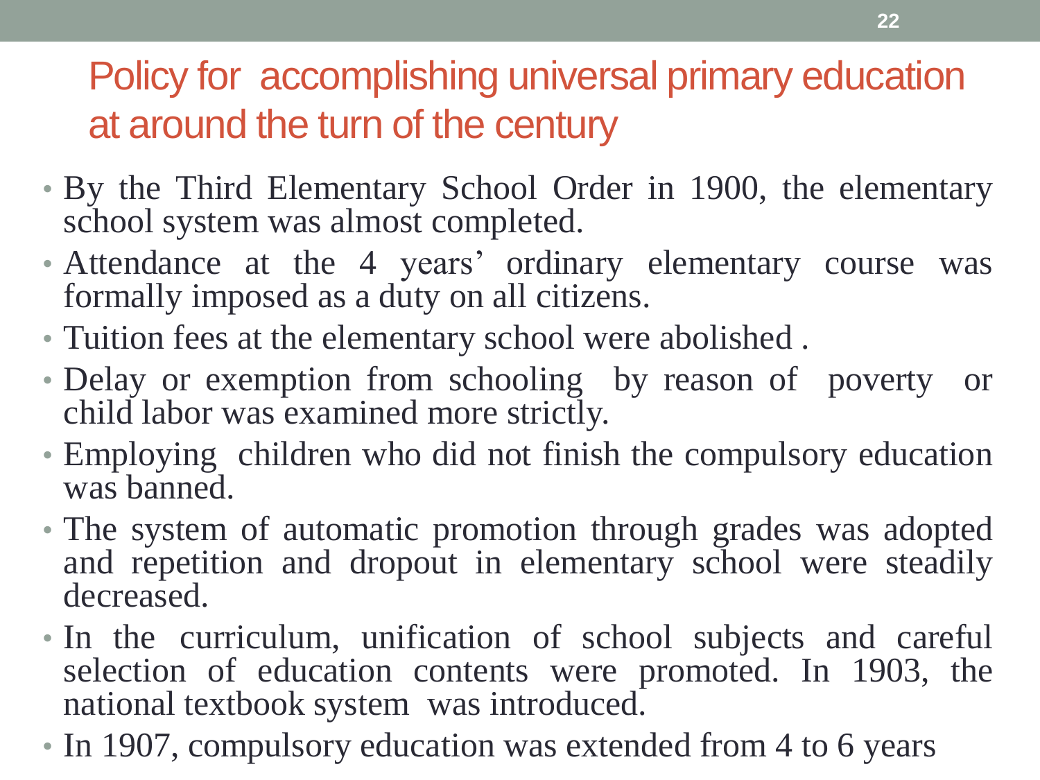# Policy for accomplishing universal primary education at around the turn of the century

- By the Third Elementary School Order in 1900, the elementary school system was almost completed.
- Attendance at the 4 years' ordinary elementary course was formally imposed as a duty on all citizens.
- Tuition fees at the elementary school were abolished .
- Delay or exemption from schooling by reason of poverty or child labor was examined more strictly.
- Employing children who did not finish the compulsory education was banned.
- The system of automatic promotion through grades was adopted and repetition and dropout in elementary school were steadily decreased.
- In the curriculum, unification of school subjects and careful selection of education contents were promoted. In 1903, the national textbook system was introduced.
- In 1907, compulsory education was extended from 4 to 6 years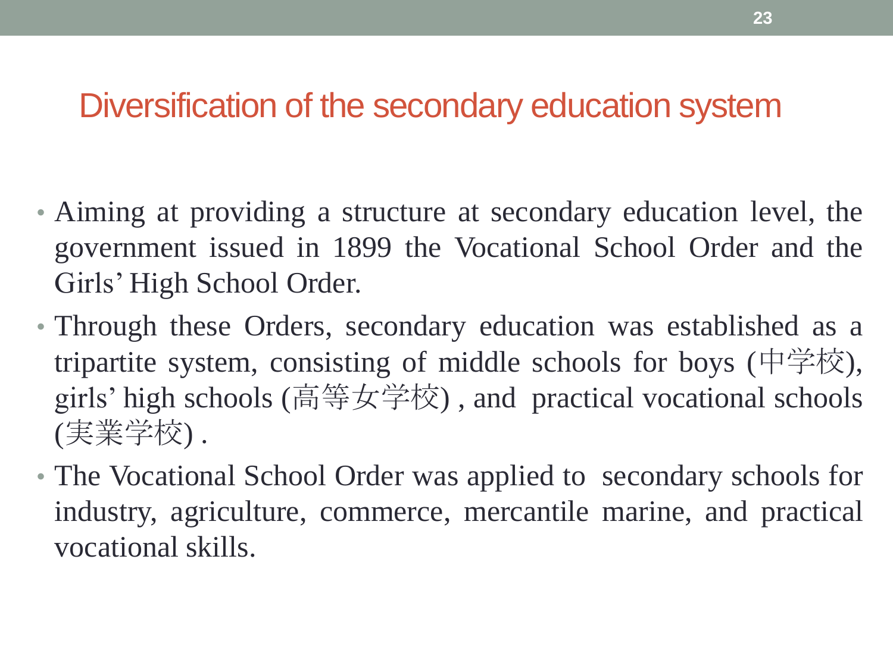## Diversification of the secondary education system

- Aiming at providing a structure at secondary education level, the government issued in 1899 the Vocational School Order and the Girls' High School Order.
- Through these Orders, secondary education was established as a tripartite system, consisting of middle schools for boys (中学校), girls' high schools (高等女学校) , and practical vocational schools (実業学校) .
- The Vocational School Order was applied to secondary schools for industry, agriculture, commerce, mercantile marine, and practical vocational skills.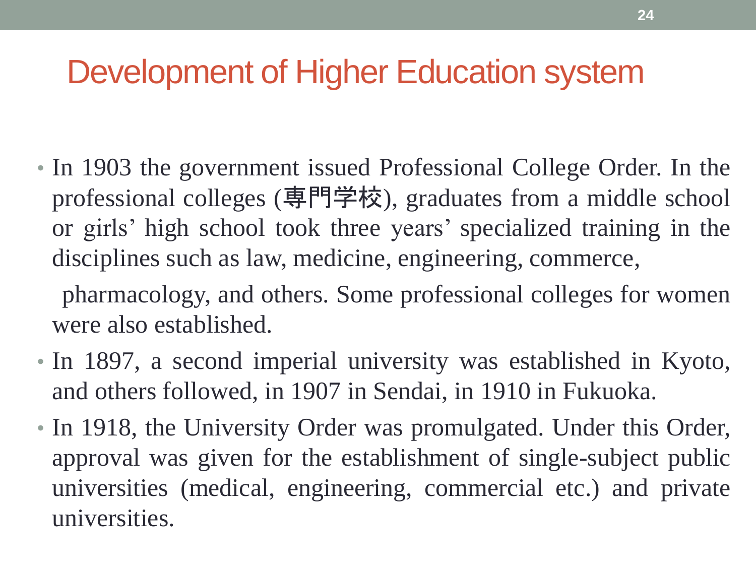# Development of Higher Education system

- In 1903 the government issued Professional College Order. In the professional colleges (専門学校), graduates from a middle school or girls' high school took three years' specialized training in the disciplines such as law, medicine, engineering, commerce,

  pharmacology, and others. Some professional colleges for women were also established.

- In 1897, a second imperial university was established in Kyoto, and others followed, in 1907 in Sendai, in 1910 in Fukuoka.
- In 1918, the University Order was promulgated. Under this Order, approval was given for the establishment of single-subject public universities (medical, engineering, commercial etc.) and private universities.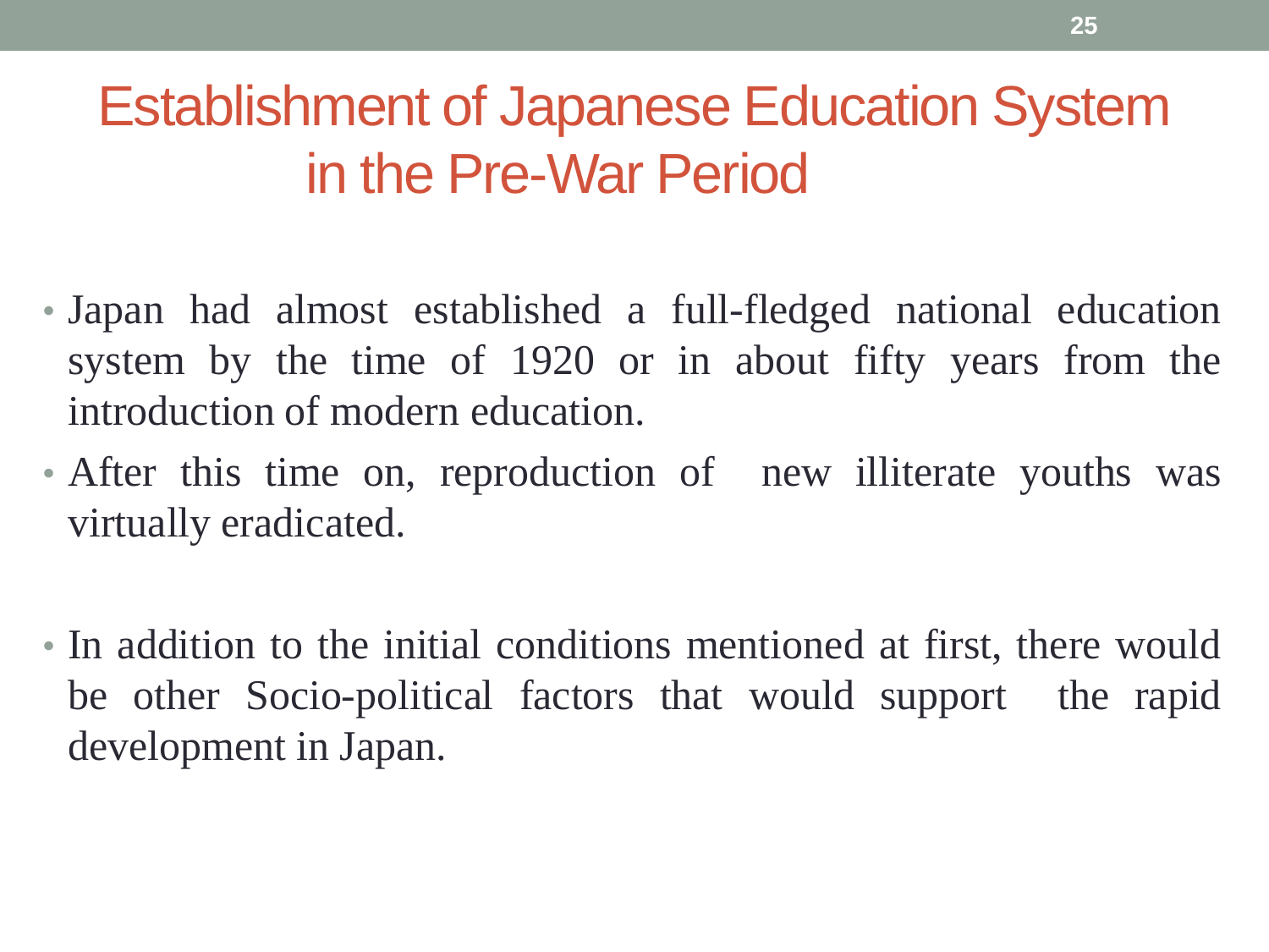# Establishment of Japanese Education System in the Pre-War Period

- Japan had almost established a full-fledged national education system by the time of 1920 or in about fifty years from the introduction of modern education.
- After this time on, reproduction of new illiterate youths was virtually eradicated.

- In addition to the initial conditions mentioned at first, there would be other Socio-political factors that would support the rapid development in Japan.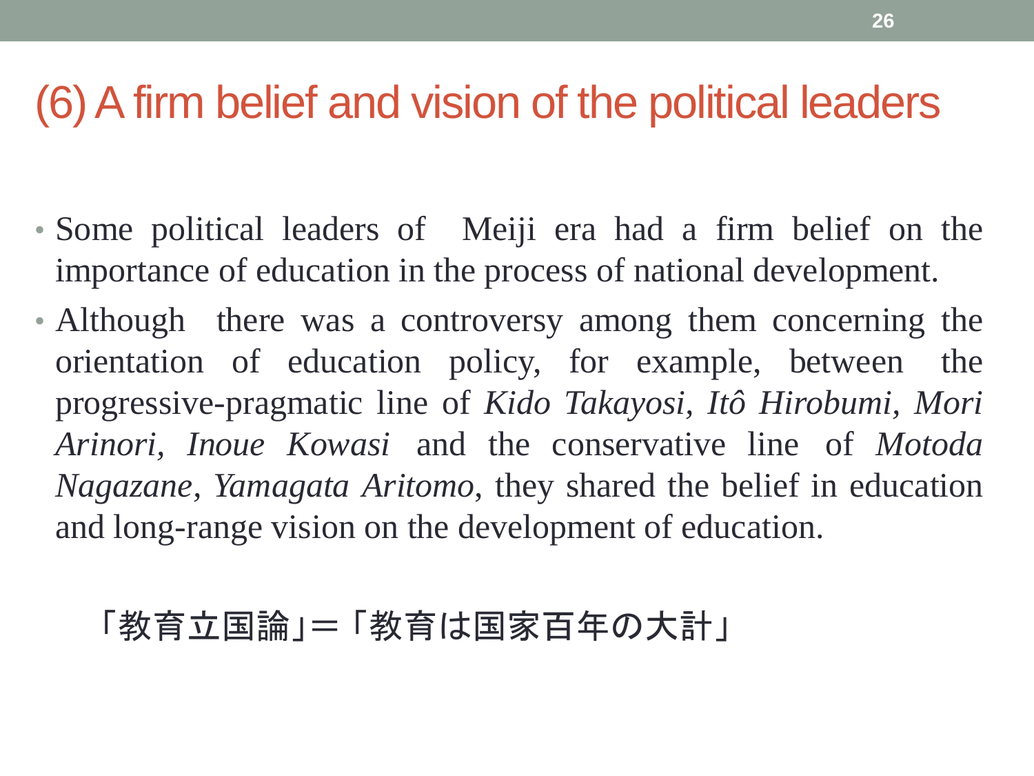# (6) A firm belief and vision of the political leaders

- Some political leaders of Meiji era had a firm belief on the importance of education in the process of national development.
- Although there was a controversy among them concerning the orientation of education policy, for example, between the progressive-pragmatic line of *Kido Takayosi*, *Itô Hirobumi*, *Mori Arinori*, *Inoue Kowasi* and the conservative line of *Motoda Nagazane*, *Yamagata Aritomo*, they shared the belief in education and long-range vision on the development of education.

「教育立国論」＝「教育は国家百年の大計」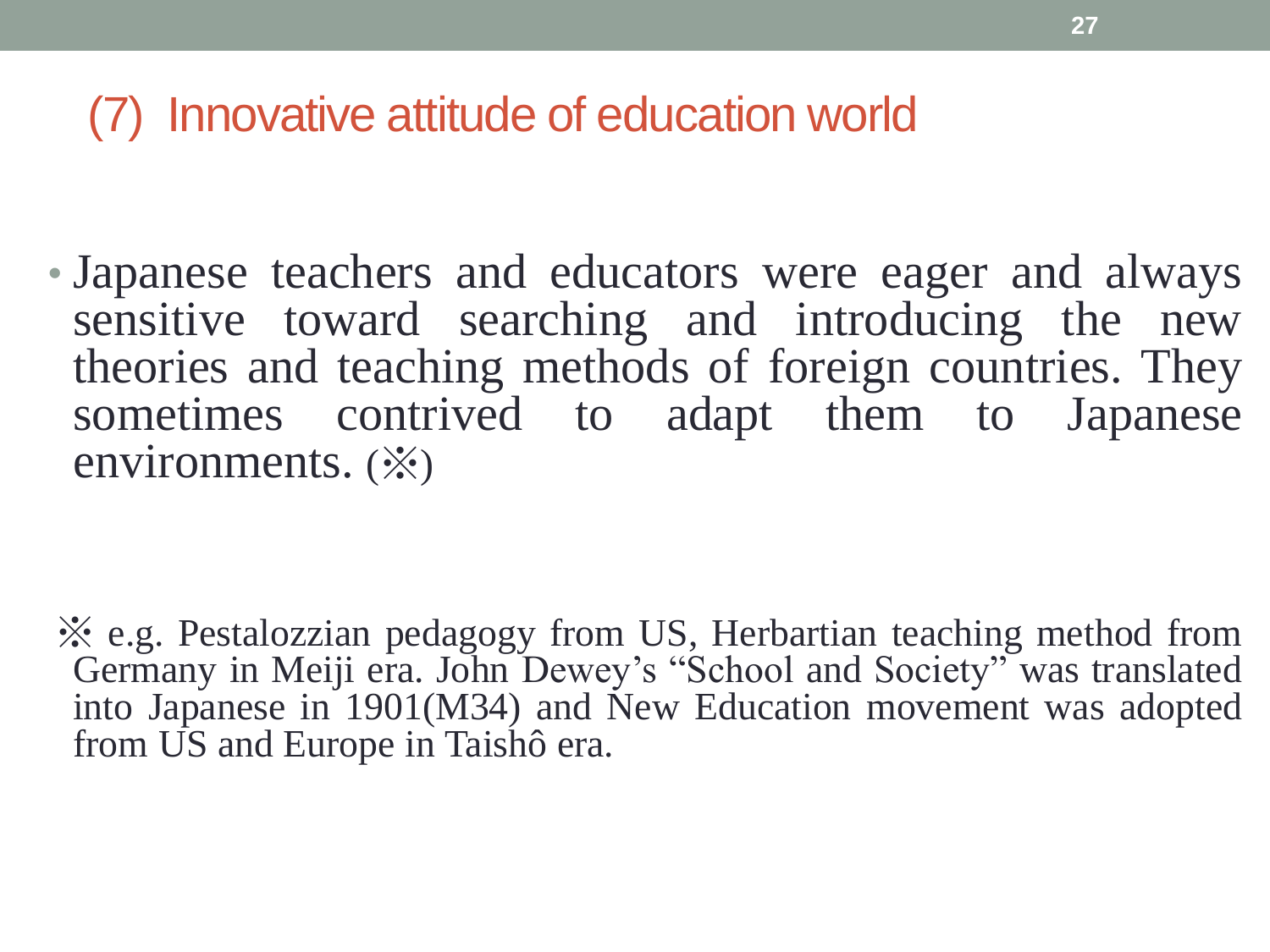## (7) Innovative attitude of education world

- Japanese teachers and educators were eager and always sensitive toward searching and introducing the new theories and teaching methods of foreign countries. They sometimes contrived to adapt them to Japanese environments. (※)

※ e.g. Pestalozzian pedagogy from US, Herbartian teaching method from Germany in Meiji era. John Dewey's "School and Society" was translated into Japanese in 1901(M34) and New Education movement was adopted from US and Europe in Taishô era.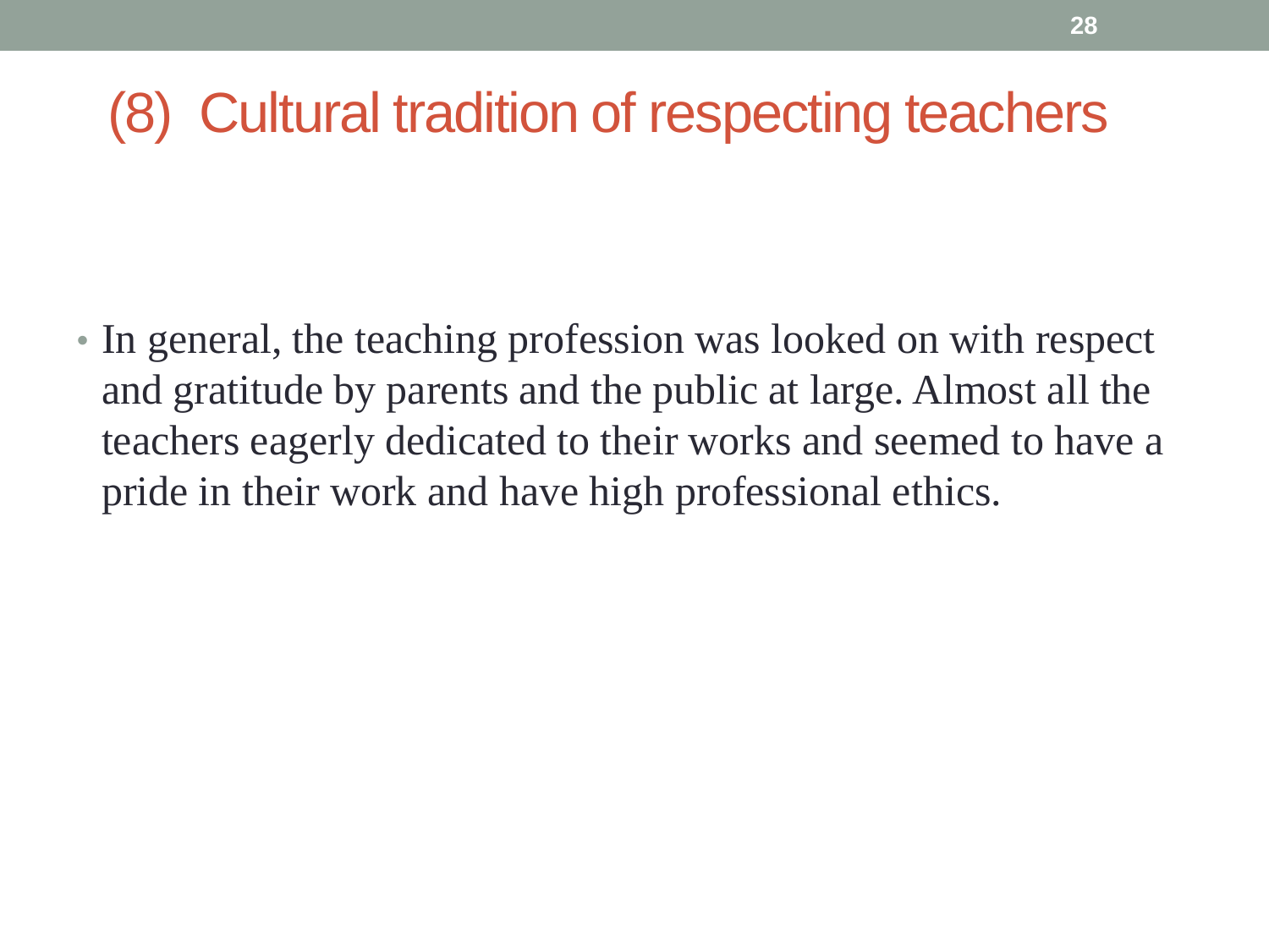# (8) Cultural tradition of respecting teachers

- In general, the teaching profession was looked on with respect and gratitude by parents and the public at large. Almost all the teachers eagerly dedicated to their works and seemed to have a pride in their work and have high professional ethics.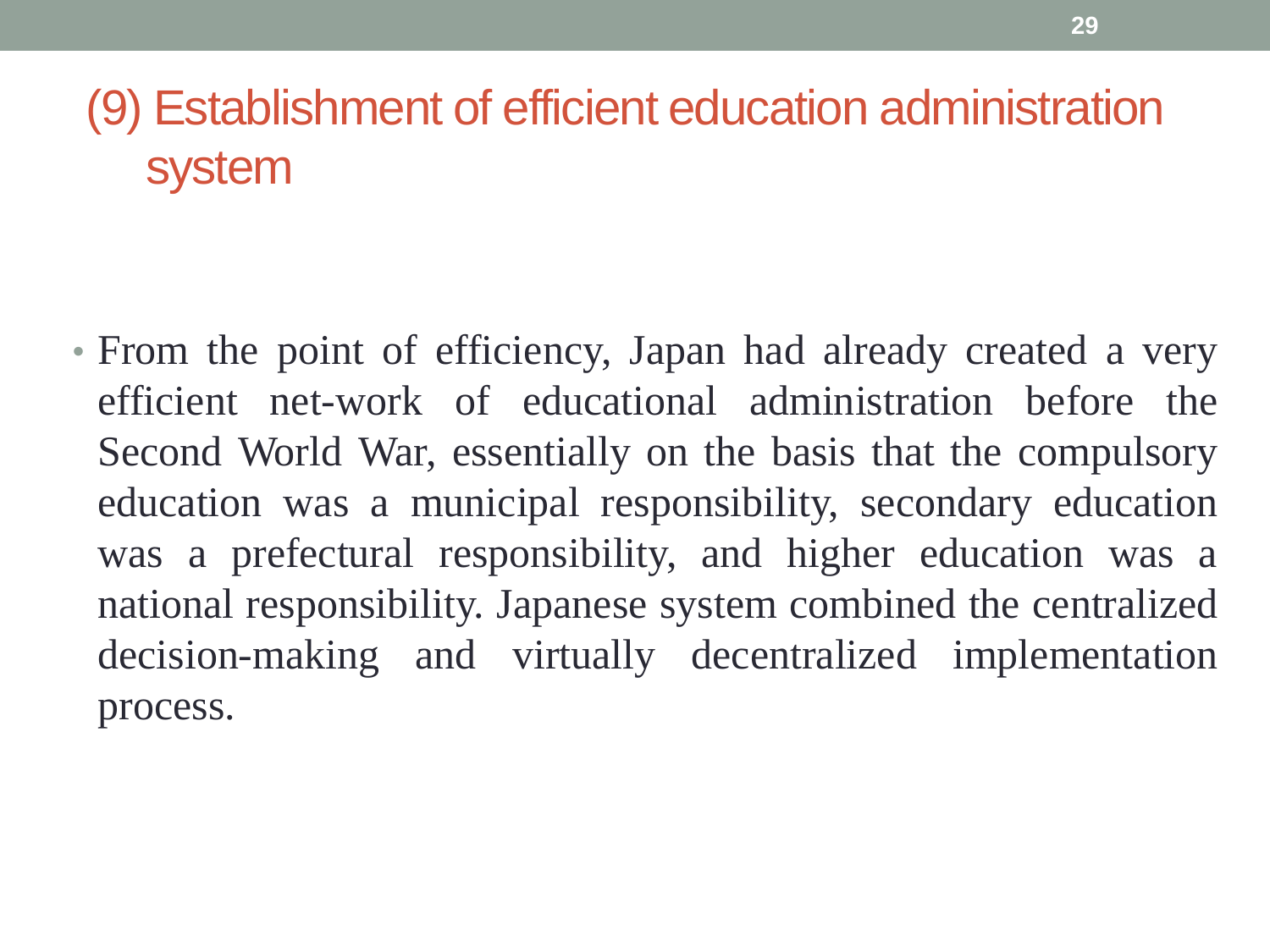# (9) Establishment of efficient education administration system

- From the point of efficiency, Japan had already created a very efficient net-work of educational administration before the Second World War, essentially on the basis that the compulsory education was a municipal responsibility, secondary education was a prefectural responsibility, and higher education was a national responsibility. Japanese system combined the centralized decision-making and virtually decentralized implementation process.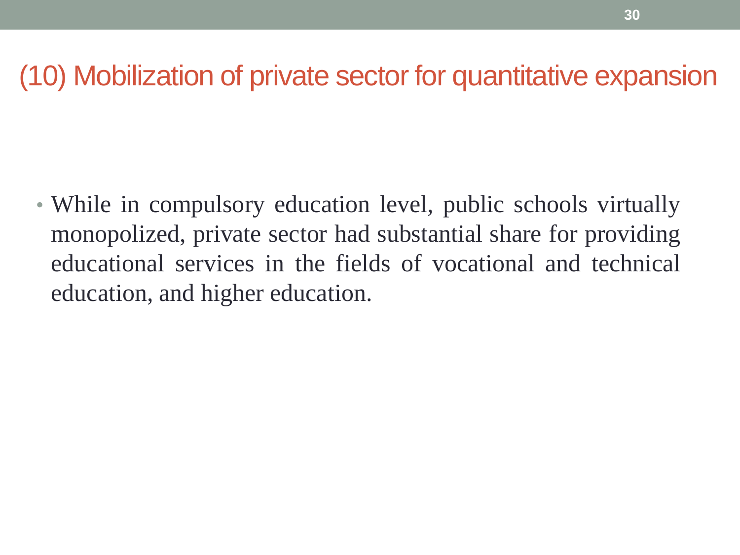# (10) Mobilization of private sector for quantitative expansion

- While in compulsory education level, public schools virtually monopolized, private sector had substantial share for providing educational services in the fields of vocational and technical education, and higher education.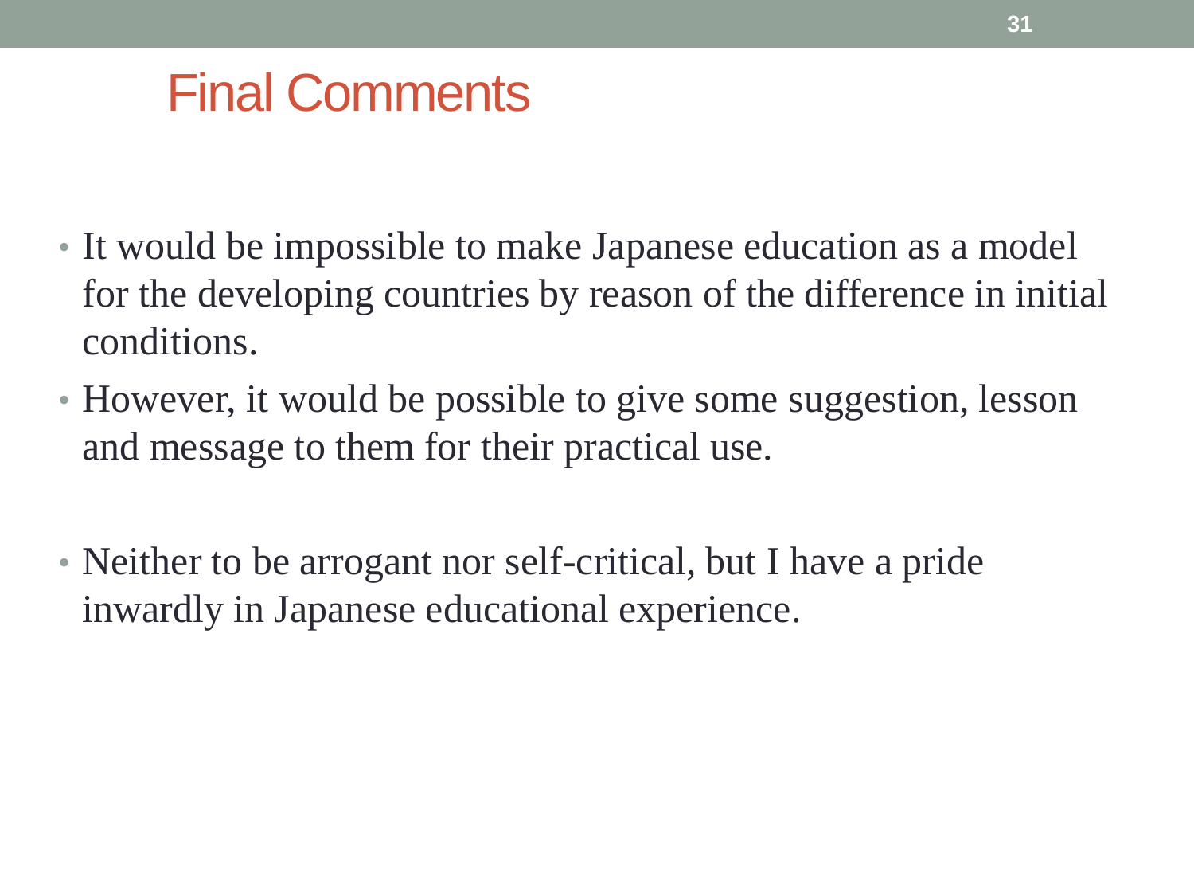# Final Comments

- It would be impossible to make Japanese education as a model for the developing countries by reason of the difference in initial conditions.
- However, it would be possible to give some suggestion, lesson and message to them for their practical use.

- Neither to be arrogant nor self-critical, but I have a pride inwardly in Japanese educational experience.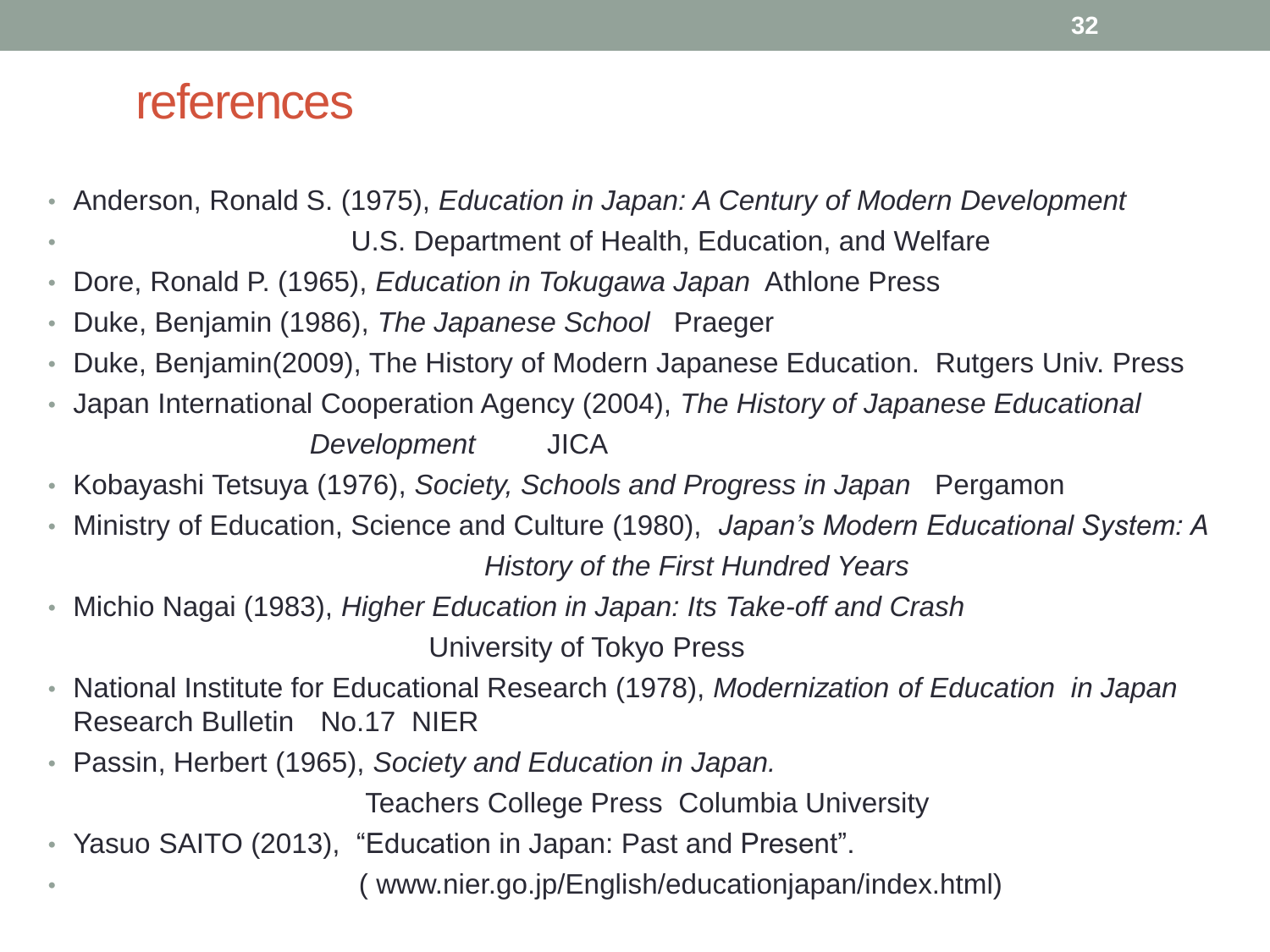# references

- Anderson, Ronald S. (1975), *Education in Japan: A Century of Modern Development* U.S. Department of Health, Education, and Welfare
- Dore, Ronald P. (1965), *Education in Tokugawa Japan* Athlone Press
- Duke, Benjamin (1986), *The Japanese School* Praeger
- Duke, Benjamin(2009), The History of Modern Japanese Education. Rutgers Univ. Press
- Japan International Cooperation Agency (2004), *The History of Japanese Educational Development* JICA
- Kobayashi Tetsuya (1976), *Society, Schools and Progress in Japan* Pergamon
- Ministry of Education, Science and Culture (1980), *Japan's Modern Educational System: A History of the First Hundred Years*
- Michio Nagai (1983), *Higher Education in Japan: Its Take-off and Crash* University of Tokyo Press
- National Institute for Educational Research (1978), *Modernization of Education in Japan* Research Bulletin No.17 NIER
- Passin, Herbert (1965), *Society and Education in Japan.* Teachers College Press Columbia University
- Yasuo SAITO (2013), "Education in Japan: Past and Present". ( www.nier.go.jp/English/educationjapan/index.html)